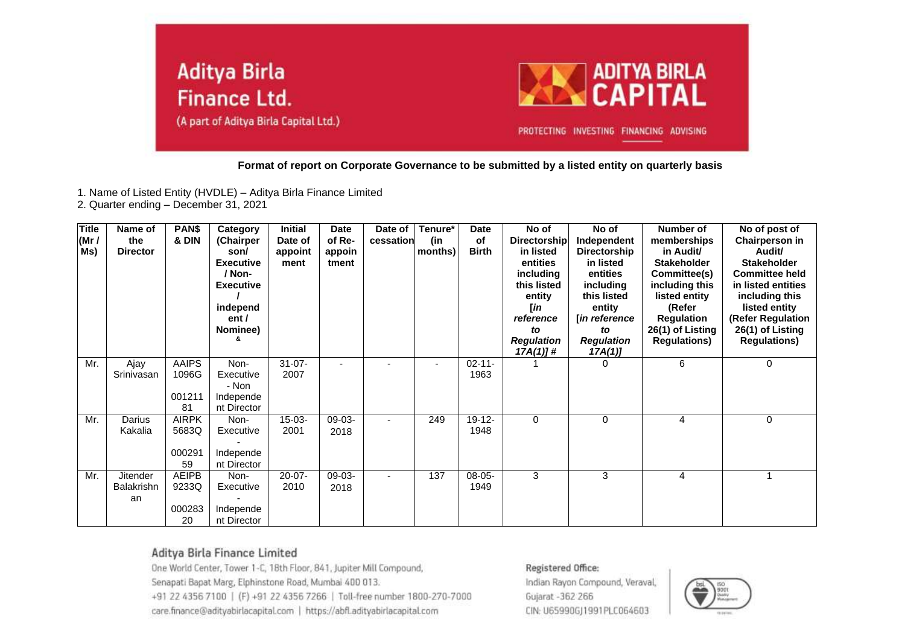**Format of report on Corporate Governance to be submitted by a listed entity on quarterly basis**

1. Name of Listed Entity (HVDLE) – Aditya Birla Finance Limited
2. Quarter ending – December 31, 2021

| Title (Mr / Ms) | Name of the Director | PAN$ & DIN | Category (Chairperson/ Executive / Non-Executive / independent / Nominee) & | Initial Date of appointment | Date of Re-appointment | Date of cessation | Tenure* (in months) | Date of Birth | No of Directorship in listed entities including this listed entity [*in reference to Regulation 17A(1)*] # | No of Independent Directorship in listed entities including this listed entity [*in reference to Regulation 17A(1)*] | Number of memberships in Audit/ Stakeholder Committee(s) including this listed entity (Refer Regulation 26(1) of Listing Regulations) | No of post of Chairperson in Audit/ Stakeholder Committee held in listed entities including this listed entity (Refer Regulation 26(1) of Listing Regulations) |
|---|---|---|---|---|---|---|---|---|---|---|---|---|
| Mr. | Ajay Srinivasan | AAIPS1096G 00121181 | Non-Executive - Non Independent Director | 31-07-2007 | - | - | - | 02-11-1963 | 1 | 0 | 6 | 0 |
| Mr. | Darius Kakalia | AIRPK5683Q 00029159 | Non-Executive - Independent Director | 15-03-2001 | 09-03-2018 | - | 249 | 19-12-1948 | 0 | 0 | 4 | 0 |
| Mr. | Jitender Balakrishnan | AEIPB9233Q 00028320 | Non-Executive - Independent Director | 20-07-2010 | 09-03-2018 | - | 137 | 08-05-1949 | 3 | 3 | 4 | 1 |

**Aditya Birla Finance Limited**

One World Center, Tower 1-C, 18th Floor, 841, Jupiter Mill Compound, Senapati Bapat Marg, Elphinstone Road, Mumbai 400 013.
+91 22 4356 7100 | (F) +91 22 4356 7266 | Toll-free number 1800-270-7000
care.finance@adityabirlacapital.com | https://abfl.adityabirlacapital.com

**Registered Office:**
Indian Rayon Compound, Veraval, Gujarat -362 266
CIN: U65990GJ1991PLC064603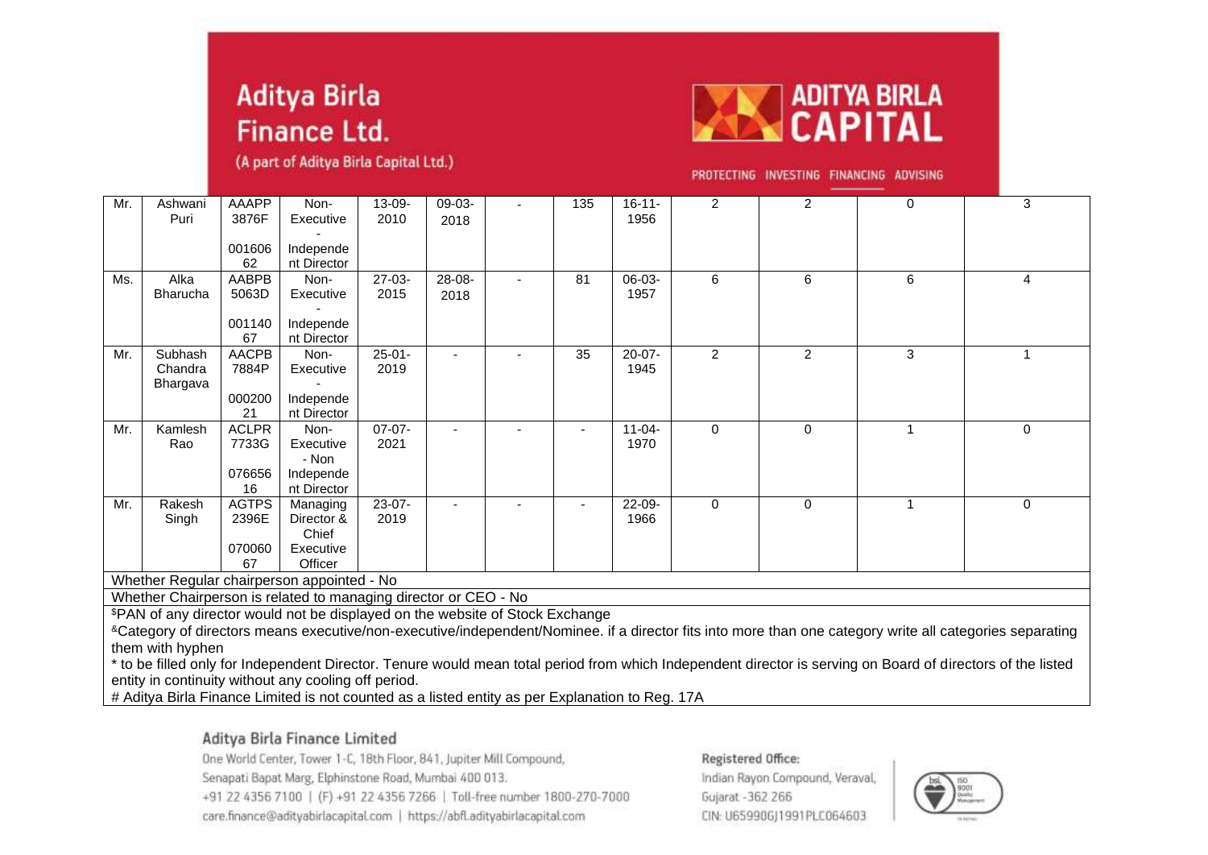| | | | | | | | | | | | | |
|---|---|---|---|---|---|---|---|---|---|---|---|---|
| Mr. | Ashwani Puri | AAAPP3876F - 00160662 | Non-Executive - Independent Director | 13-09-2010 | 09-03-2018 | - | 135 | 16-11-1956 | 2 | 2 | 0 | 3 |
| Ms. | Alka Bharucha | AABPB5063D - 00114067 | Non-Executive - Independent Director | 27-03-2015 | 28-08-2018 | - | 81 | 06-03-1957 | 6 | 6 | 6 | 4 |
| Mr. | Subhash Chandra Bhargava | AACPB7884P - 00020021 | Non-Executive - Independent Director | 25-01-2019 | - | - | 35 | 20-07-1945 | 2 | 2 | 3 | 1 |
| Mr. | Kamlesh Rao | ACLPR7733G - 07665616 | Non-Executive - Non Independent Director | 07-07-2021 | - | - | - | 11-04-1970 | 0 | 0 | 1 | 0 |
| Mr. | Rakesh Singh | AGTPS2396E - 07006067 | Managing Director & Chief Executive Officer | 23-07-2019 | - | - | - | 22-09-1966 | 0 | 0 | 1 | 0 |

Whether Regular chairperson appointed - No

Whether Chairperson is related to managing director or CEO - No

$PAN of any director would not be displayed on the website of Stock Exchange

&Category of directors means executive/non-executive/independent/Nominee. if a director fits into more than one category write all categories separating them with hyphen

* to be filled only for Independent Director. Tenure would mean total period from which Independent director is serving on Board of directors of the listed entity in continuity without any cooling off period.

# Aditya Birla Finance Limited is not counted as a listed entity as per Explanation to Reg. 17A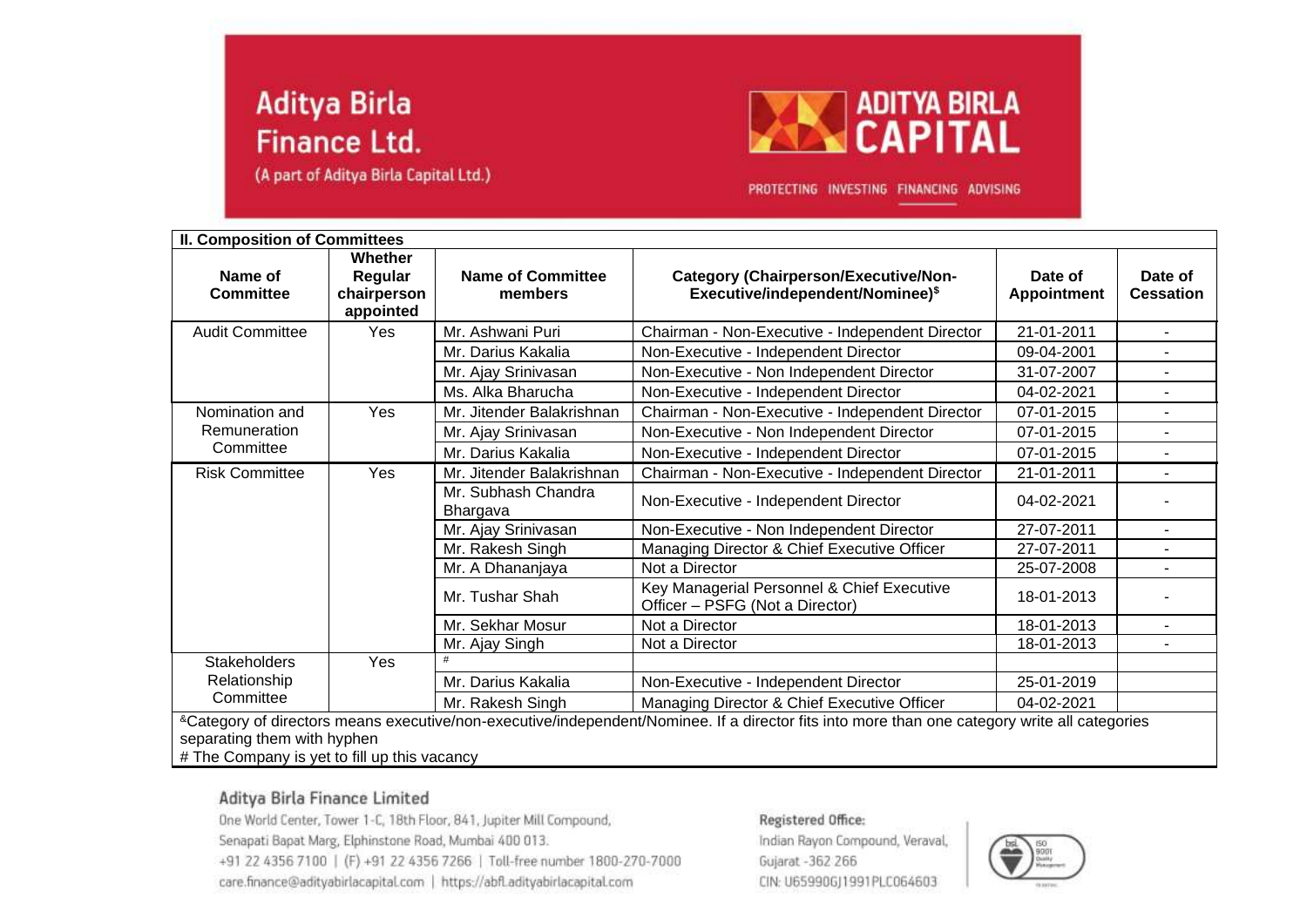| II. Composition of Committees | | | | | |
|---|---|---|---|---|---|
| Name of Committee | Whether Regular chairperson appointed | Name of Committee members | Category (Chairperson/Executive/Non-Executive/independent/Nominee)$ | Date of Appointment | Date of Cessation |
| Audit Committee | Yes | Mr. Ashwani Puri | Chairman - Non-Executive - Independent Director | 21-01-2011 | - |
| | | Mr. Darius Kakalia | Non-Executive - Independent Director | 09-04-2001 | - |
| | | Mr. Ajay Srinivasan | Non-Executive - Non Independent Director | 31-07-2007 | - |
| | | Ms. Alka Bharucha | Non-Executive - Independent Director | 04-02-2021 | - |
| Nomination and Remuneration Committee | Yes | Mr. Jitender Balakrishnan | Chairman - Non-Executive - Independent Director | 07-01-2015 | - |
| | | Mr. Ajay Srinivasan | Non-Executive - Non Independent Director | 07-01-2015 | - |
| | | Mr. Darius Kakalia | Non-Executive - Independent Director | 07-01-2015 | - |
| Risk Committee | Yes | Mr. Jitender Balakrishnan | Chairman - Non-Executive - Independent Director | 21-01-2011 | - |
| | | Mr. Subhash Chandra Bhargava | Non-Executive - Independent Director | 04-02-2021 | - |
| | | Mr. Ajay Srinivasan | Non-Executive - Non Independent Director | 27-07-2011 | - |
| | | Mr. Rakesh Singh | Managing Director & Chief Executive Officer | 27-07-2011 | - |
| | | Mr. A Dhananjaya | Not a Director | 25-07-2008 | - |
| | | Mr. Tushar Shah | Key Managerial Personnel & Chief Executive Officer – PSFG (Not a Director) | 18-01-2013 | - |
| | | Mr. Sekhar Mosur | Not a Director | 18-01-2013 | - |
| | | Mr. Ajay Singh | Not a Director | 18-01-2013 | - |
| Stakeholders Relationship Committee | Yes | # | | | |
| | | Mr. Darius Kakalia | Non-Executive - Independent Director | 25-01-2019 | |
| | | Mr. Rakesh Singh | Managing Director & Chief Executive Officer | 04-02-2021 | |

&Category of directors means executive/non-executive/independent/Nominee. If a director fits into more than one category write all categories separating them with hyphen

# The Company is yet to fill up this vacancy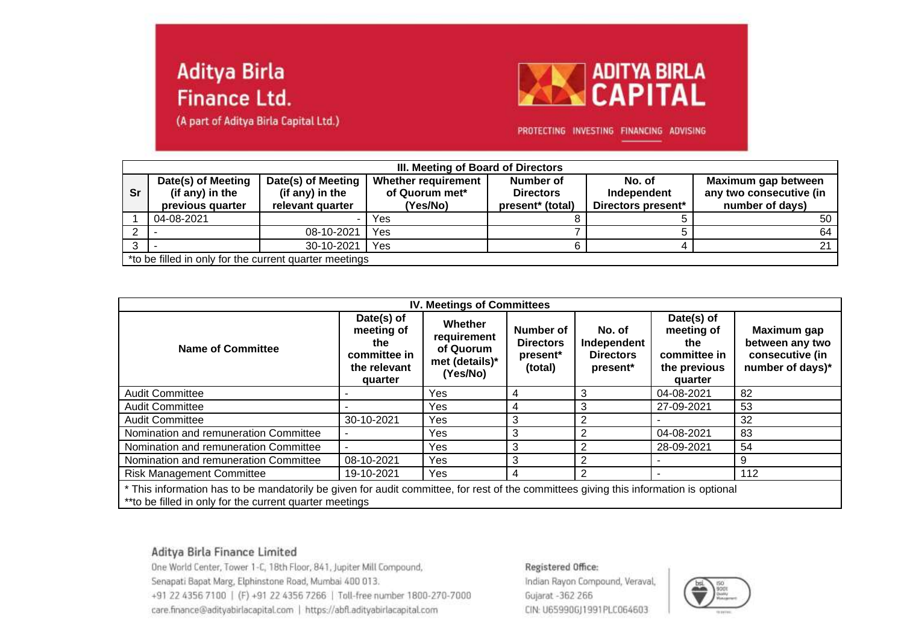Aditya Birla Finance Ltd.
(A part of Aditya Birla Capital Ltd.)

ADITYA BIRLA CAPITAL

PROTECTING INVESTING FINANCING ADVISING

| III. Meeting of Board of Directors | | | | | | |
|---|---|---|---|---|---|---|
| Sr | Date(s) of Meeting (if any) in the previous quarter | Date(s) of Meeting (if any) in the relevant quarter | Whether requirement of Quorum met* (Yes/No) | Number of Directors present* (total) | No. of Independent Directors present* | Maximum gap between any two consecutive (in number of days) |
| 1 | 04-08-2021 | - | Yes | 8 | 5 | 50 |
| 2 | - | 08-10-2021 | Yes | 7 | 5 | 64 |
| 3 | - | 30-10-2021 | Yes | 6 | 4 | 21 |
| *to be filled in only for the current quarter meetings | | | | | | |

| IV. Meetings of Committees | | | | | | |
|---|---|---|---|---|---|---|
| Name of Committee | Date(s) of meeting of the committee in the relevant quarter | Whether requirement of Quorum met (details)* (Yes/No) | Number of Directors present* (total) | No. of Independent Directors present* | Date(s) of meeting of the committee in the previous quarter | Maximum gap between any two consecutive (in number of days)* |
| Audit Committee | - | Yes | 4 | 3 | 04-08-2021 | 82 |
| Audit Committee | - | Yes | 4 | 3 | 27-09-2021 | 53 |
| Audit Committee | 30-10-2021 | Yes | 3 | 2 | - | 32 |
| Nomination and remuneration Committee | - | Yes | 3 | 2 | 04-08-2021 | 83 |
| Nomination and remuneration Committee | - | Yes | 3 | 2 | 28-09-2021 | 54 |
| Nomination and remuneration Committee | 08-10-2021 | Yes | 3 | 2 | - | 9 |
| Risk Management Committee | 19-10-2021 | Yes | 4 | 2 | - | 112 |
| * This information has to be mandatorily be given for audit committee, for rest of the committees giving this information is optional<br>**to be filled in only for the current quarter meetings | | | | | | |

**Aditya Birla Finance Limited**
One World Center, Tower 1-C, 18th Floor, 841, Jupiter Mill Compound, Senapati Bapat Marg, Elphinstone Road, Mumbai 400 013.
+91 22 4356 7100 | (F) +91 22 4356 7266 | Toll-free number 1800-270-7000
care.finance@adityabirlacapital.com | https://abfl.adityabirlacapital.com

Registered Office:
Indian Rayon Compound, Veraval, Gujarat -362 266
CIN: U65990GJ1991PLC064603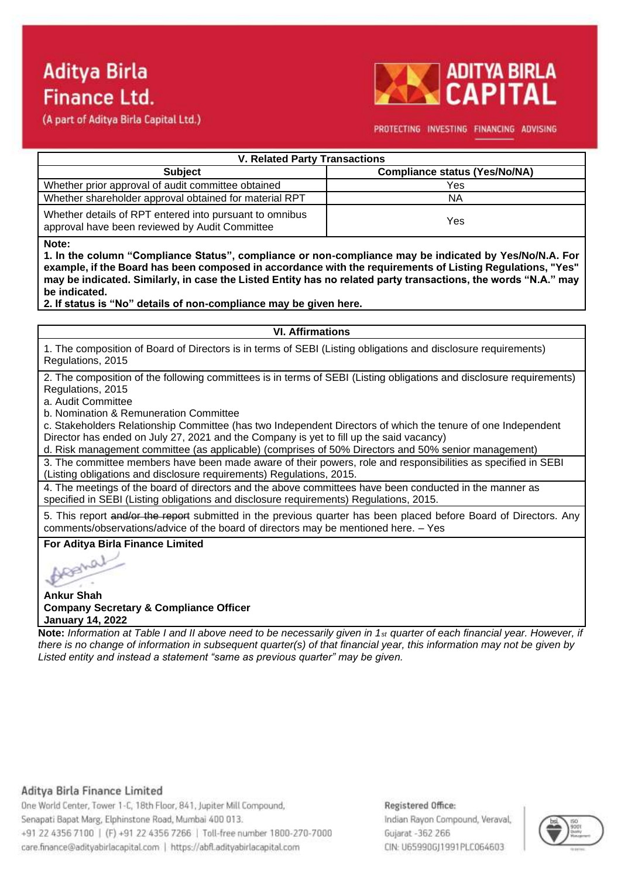| V. Related Party Transactions | |
|---|---|
| **Subject** | **Compliance status (Yes/No/NA)** |
| Whether prior approval of audit committee obtained | Yes |
| Whether shareholder approval obtained for material RPT | NA |
| Whether details of RPT entered into pursuant to omnibus approval have been reviewed by Audit Committee | Yes |

**Note:**

**1. In the column "Compliance Status", compliance or non-compliance may be indicated by Yes/No/N.A. For example, if the Board has been composed in accordance with the requirements of Listing Regulations, "Yes" may be indicated. Similarly, in case the Listed Entity has no related party transactions, the words "N.A." may be indicated.**

**2. If status is "No" details of non-compliance may be given here.**

### VI. Affirmations

1. The composition of Board of Directors is in terms of SEBI (Listing obligations and disclosure requirements) Regulations, 2015

2. The composition of the following committees is in terms of SEBI (Listing obligations and disclosure requirements) Regulations, 2015

a. Audit Committee

b. Nomination & Remuneration Committee

c. Stakeholders Relationship Committee (has two Independent Directors of which the tenure of one Independent Director has ended on July 27, 2021 and the Company is yet to fill up the said vacancy)

d. Risk management committee (as applicable) (comprises of 50% Directors and 50% senior management)

3. The committee members have been made aware of their powers, role and responsibilities as specified in SEBI (Listing obligations and disclosure requirements) Regulations, 2015.

4. The meetings of the board of directors and the above committees have been conducted in the manner as specified in SEBI (Listing obligations and disclosure requirements) Regulations, 2015.

5. This report ~~and/or the report~~ submitted in the previous quarter has been placed before Board of Directors. Any comments/observations/advice of the board of directors may be mentioned here. – Yes

**For Aditya Birla Finance Limited**

**Ankur Shah**
**Company Secretary & Compliance Officer**
**January 14, 2022**

**Note:** *Information at Table I and II above need to be necessarily given in 1st quarter of each financial year. However, if there is no change of information in subsequent quarter(s) of that financial year, this information may not be given by Listed entity and instead a statement "same as previous quarter" may be given.*